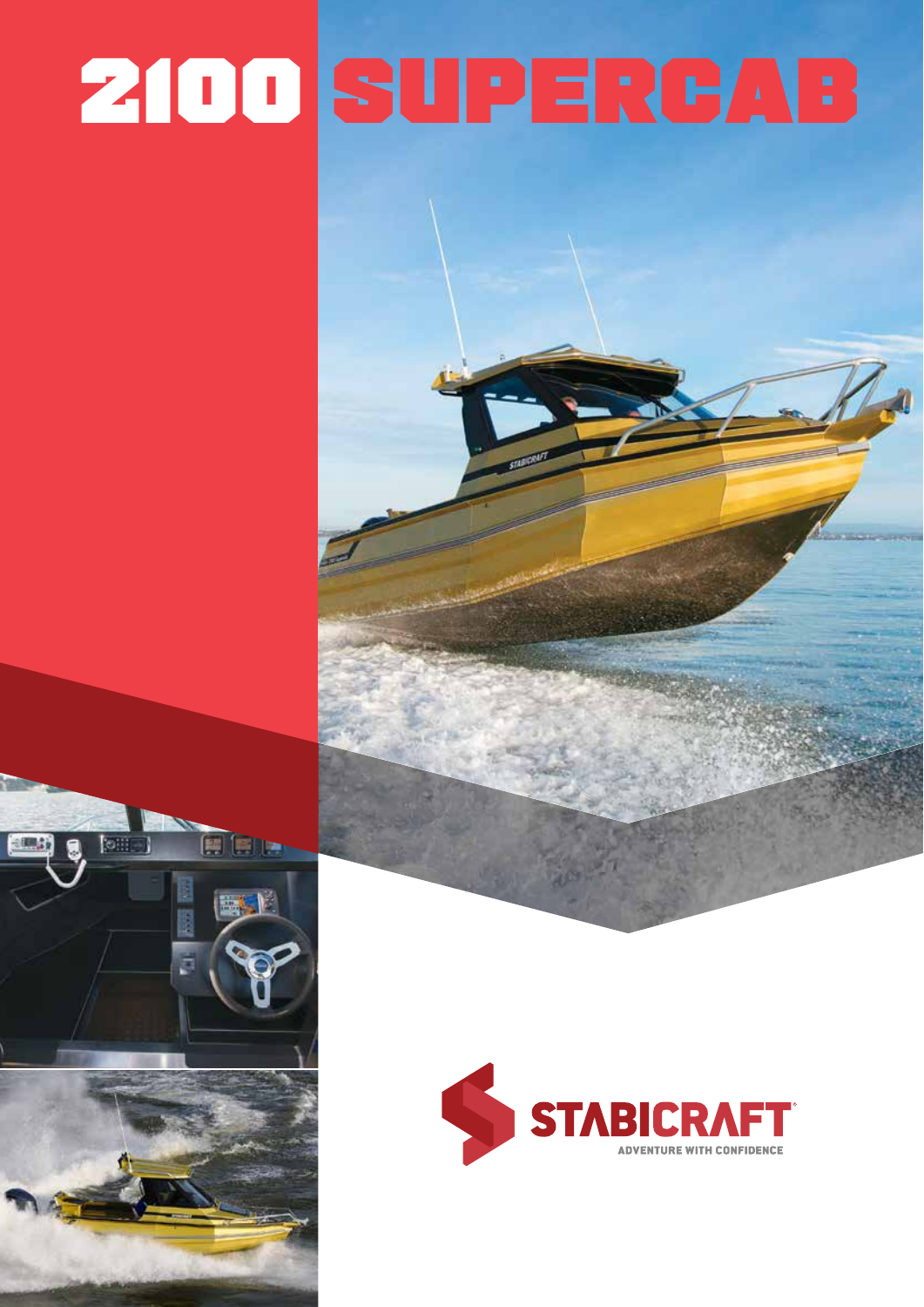# 2100 SUPERCAB

STABICRAFT

ADVENTURE WITH CONFIDENCE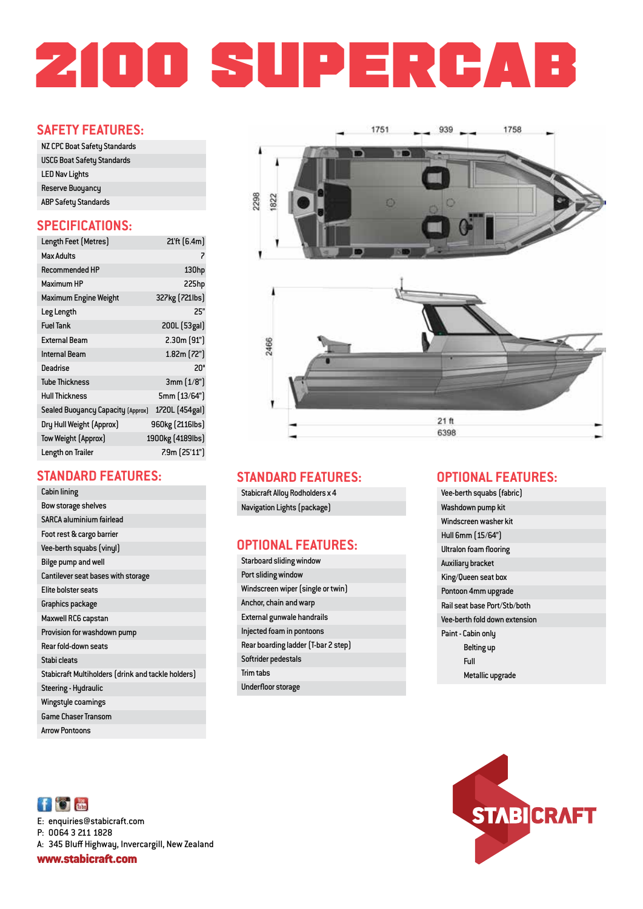# 2100 SUPERCAB

## SAFETY FEATURES:

- NZ CPC Boat Safety Standards
- USCG Boat Safety Standards
- LED Nav Lights
- Reserve Buoyancy
- ABP Safety Standards

## SPECIFICATIONS:

| | |
|---|---|
| Length Feet (Metres) | 21'ft (6.4m) |
| Max Adults | 7 |
| Recommended HP | 130hp |
| Maximum HP | 225hp |
| Maximum Engine Weight | 327kg (721lbs) |
| Leg Length | 25" |
| Fuel Tank | 200L (53gal) |
| External Beam | 2.30m (91") |
| Internal Beam | 1.82m (72") |
| Deadrise | 20° |
| Tube Thickness | 3mm (1/8") |
| Hull Thickness | 5mm (13/64") |
| Sealed Buoyancy Capacity (Approx) | 1720L (454gal) |
| Dry Hull Weight (Approx) | 960kg (2116lbs) |
| Tow Weight (Approx) | 1900kg (4189lbs) |
| Length on Trailer | 7.9m (25'11") |

1751
939
1758
2298
1822
2466
21 ft
6398

## STANDARD FEATURES:

- Cabin lining
- Bow storage shelves
- SARCA aluminium fairlead
- Foot rest & cargo barrier
- Vee-berth squabs (vinyl)
- Bilge pump and well
- Cantilever seat bases with storage
- Elite bolster seats
- Graphics package
- Maxwell RC6 capstan
- Provision for washdown pump
- Rear fold-down seats
- Stabi cleats
- Stabicraft Multiholders (drink and tackle holders)
- Steering - Hydraulic
- Wingstyle coamings
- Game Chaser Transom
- Arrow Pontoons
- Stabicraft Alloy Rodholders x 4
- Navigation Lights (package)

## OPTIONAL FEATURES:

- Starboard sliding window
- Port sliding window
- Windscreen wiper (single or twin)
- Anchor, chain and warp
- External gunwale handrails
- Injected foam in pontoons
- Rear boarding ladder (T-bar 2 step)
- Softrider pedestals
- Trim tabs
- Underfloor storage
- Vee-berth squabs (fabric)
- Washdown pump kit
- Windscreen washer kit
- Hull 6mm (15/64")
- Ultralon foam flooring
- Auxiliary bracket
- King/Queen seat box
- Pontoon 4mm upgrade
- Rail seat base Port/Stb/both
- Vee-berth fold down extension
- Paint - Cabin only
    - Belting up
    - Full
    - Metallic upgrade

E: enquiries@stabicraft.com
P: 0064 3 211 1828
A: 345 Bluff Highway, Invercargill, New Zealand
**www.stabicraft.com**

STABICRAFT